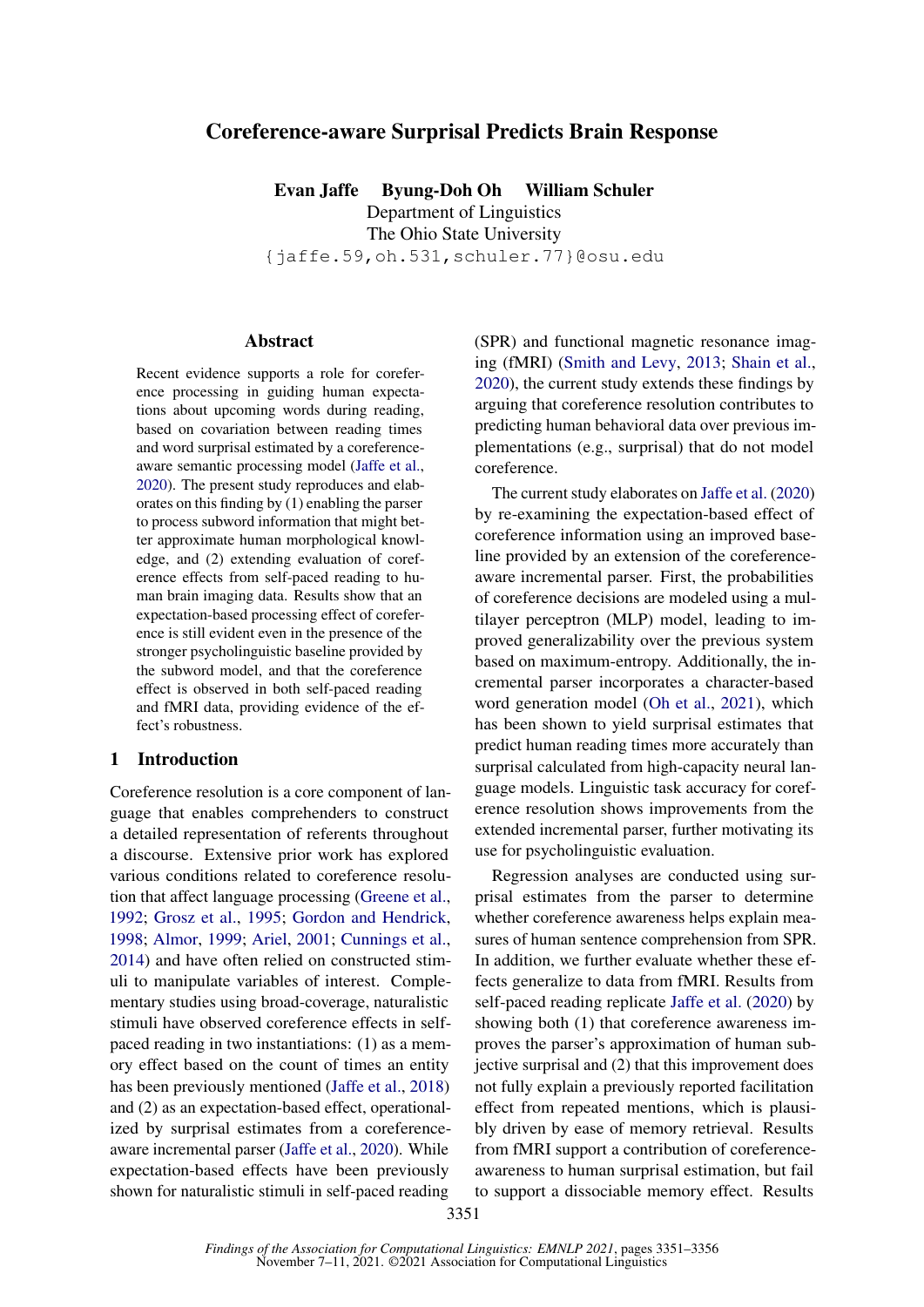# Coreference-aware Surprisal Predicts Brain Response

**Evan Jaffe  Byung-Doh Oh  William Schuler**
Department of Linguistics
The Ohio State University
{jaffe.59,oh.531,schuler.77}@osu.edu

## Abstract

Recent evidence supports a role for coreference processing in guiding human expectations about upcoming words during reading, based on covariation between reading times and word surprisal estimated by a coreference-aware semantic processing model (Jaffe et al., 2020). The present study reproduces and elaborates on this finding by (1) enabling the parser to process subword information that might better approximate human morphological knowledge, and (2) extending evaluation of coreference effects from self-paced reading to human brain imaging data. Results show that an expectation-based processing effect of coreference is still evident even in the presence of the stronger psycholinguistic baseline provided by the subword model, and that the coreference effect is observed in both self-paced reading and fMRI data, providing evidence of the effect's robustness.

## 1 Introduction

Coreference resolution is a core component of language that enables comprehenders to construct a detailed representation of referents throughout a discourse. Extensive prior work has explored various conditions related to coreference resolution that affect language processing (Greene et al., 1992; Grosz et al., 1995; Gordon and Hendrick, 1998; Almor, 1999; Ariel, 2001; Cunnings et al., 2014) and have often relied on constructed stimuli to manipulate variables of interest. Complementary studies using broad-coverage, naturalistic stimuli have observed coreference effects in self-paced reading in two instantiations: (1) as a memory effect based on the count of times an entity has been previously mentioned (Jaffe et al., 2018) and (2) as an expectation-based effect, operationalized by surprisal estimates from a coreference-aware incremental parser (Jaffe et al., 2020). While expectation-based effects have been previously shown for naturalistic stimuli in self-paced reading (SPR) and functional magnetic resonance imaging (fMRI) (Smith and Levy, 2013; Shain et al., 2020), the current study extends these findings by arguing that coreference resolution contributes to predicting human behavioral data over previous implementations (e.g., surprisal) that do not model coreference.

The current study elaborates on Jaffe et al. (2020) by re-examining the expectation-based effect of coreference information using an improved baseline provided by an extension of the coreference-aware incremental parser. First, the probabilities of coreference decisions are modeled using a multilayer perceptron (MLP) model, leading to improved generalizability over the previous system based on maximum-entropy. Additionally, the incremental parser incorporates a character-based word generation model (Oh et al., 2021), which has been shown to yield surprisal estimates that predict human reading times more accurately than surprisal calculated from high-capacity neural language models. Linguistic task accuracy for coreference resolution shows improvements from the extended incremental parser, further motivating its use for psycholinguistic evaluation.

Regression analyses are conducted using surprisal estimates from the parser to determine whether coreference awareness helps explain measures of human sentence comprehension from SPR. In addition, we further evaluate whether these effects generalize to data from fMRI. Results from self-paced reading replicate Jaffe et al. (2020) by showing both (1) that coreference awareness improves the parser's approximation of human subjective surprisal and (2) that this improvement does not fully explain a previously reported facilitation effect from repeated mentions, which is plausibly driven by ease of memory retrieval. Results from fMRI support a contribution of coreference-awareness to human surprisal estimation, but fail to support a dissociable memory effect. Results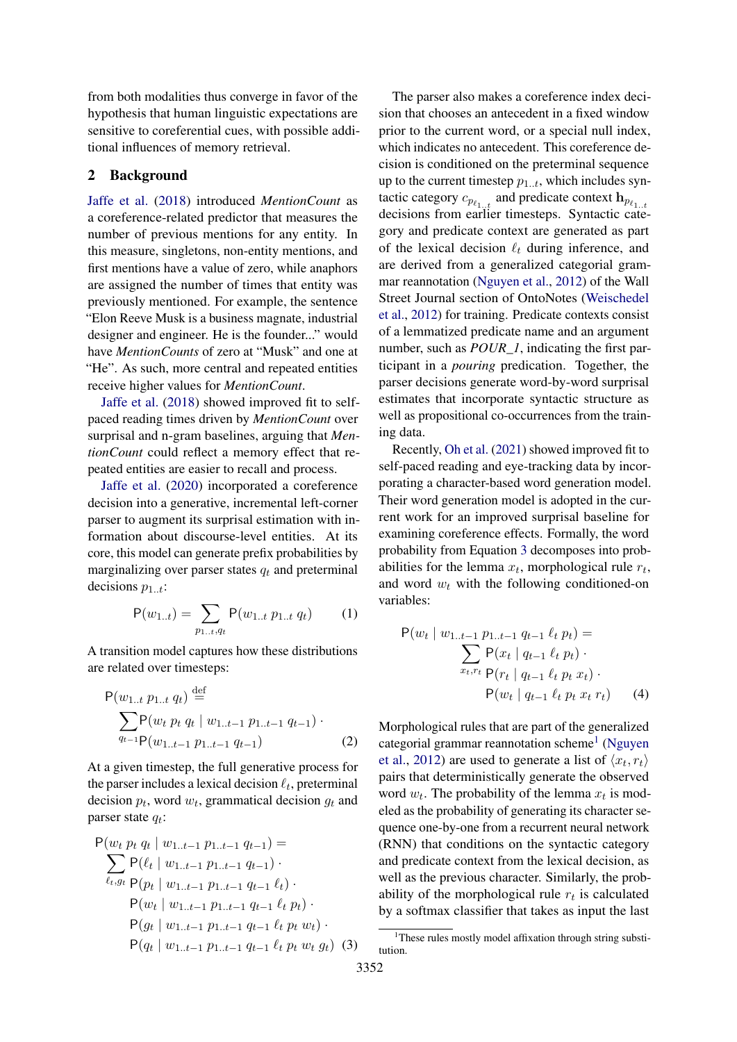from both modalities thus converge in favor of the hypothesis that human linguistic expectations are sensitive to coreferential cues, with possible additional influences of memory retrieval.

## 2 Background

Jaffe et al. (2018) introduced *MentionCount* as a coreference-related predictor that measures the number of previous mentions for any entity. In this measure, singletons, non-entity mentions, and first mentions have a value of zero, while anaphors are assigned the number of times that entity was previously mentioned. For example, the sentence "Elon Reeve Musk is a business magnate, industrial designer and engineer. He is the founder..." would have *MentionCounts* of zero at "Musk" and one at "He". As such, more central and repeated entities receive higher values for *MentionCount*.

Jaffe et al. (2018) showed improved fit to self-paced reading times driven by *MentionCount* over surprisal and n-gram baselines, arguing that *MentionCount* could reflect a memory effect that repeated entities are easier to recall and process.

Jaffe et al. (2020) incorporated a coreference decision into a generative, incremental left-corner parser to augment its surprisal estimation with information about discourse-level entities. At its core, this model can generate prefix probabilities by marginalizing over parser states $q_t$ and preterminal decisions $p_{1..t}$:

$$\mathsf{P}(w_{1..t}) = \sum_{p_{1..t}, q_t} \mathsf{P}(w_{1..t}\, p_{1..t}\, q_t) \tag{1}$$

A transition model captures how these distributions are related over timesteps:

$$\mathsf{P}(w_{1..t}\, p_{1..t}\, q_t) \stackrel{\text{def}}{=} \sum_{q_{t-1}} \mathsf{P}(w_t\, p_t\, q_t \mid w_{1..t-1}\, p_{1..t-1}\, q_{t-1}) \cdot \mathsf{P}(w_{1..t-1}\, p_{1..t-1}\, q_{t-1}) \tag{2}$$

At a given timestep, the full generative process for the parser includes a lexical decision $\ell_t$, preterminal decision $p_t$, word $w_t$, grammatical decision $g_t$ and parser state $q_t$:

$$\begin{aligned}
\mathsf{P}(w_t\, p_t\, q_t \mid w_{1..t-1}\, p_{1..t-1}\, q_{t-1}) = \\
\sum_{\ell_t, g_t} \mathsf{P}(\ell_t \mid w_{1..t-1}\, p_{1..t-1}\, q_{t-1}) \cdot \\
\mathsf{P}(p_t \mid w_{1..t-1}\, p_{1..t-1}\, q_{t-1}\, \ell_t) \cdot \\
\mathsf{P}(w_t \mid w_{1..t-1}\, p_{1..t-1}\, q_{t-1}\, \ell_t\, p_t) \cdot \\
\mathsf{P}(g_t \mid w_{1..t-1}\, p_{1..t-1}\, q_{t-1}\, \ell_t\, p_t\, w_t) \cdot \\
\mathsf{P}(q_t \mid w_{1..t-1}\, p_{1..t-1}\, q_{t-1}\, \ell_t\, p_t\, w_t\, g_t)
\end{aligned} \tag{3}$$

The parser also makes a coreference index decision that chooses an antecedent in a fixed window prior to the current word, or a special null index, which indicates no antecedent. This coreference decision is conditioned on the preterminal sequence up to the current timestep $p_{1..t}$, which includes syntactic category $c_{p_{\ell_{1..t}}}$ and predicate context $\mathbf{h}_{p_{\ell_{1..t}}}$ decisions from earlier timesteps. Syntactic category and predicate context are generated as part of the lexical decision $\ell_t$ during inference, and are derived from a generalized categorial grammar reannotation (Nguyen et al., 2012) of the Wall Street Journal section of OntoNotes (Weischedel et al., 2012) for training. Predicate contexts consist of a lemmatized predicate name and an argument number, such as *POUR_1*, indicating the first participant in a *pouring* predication. Together, the parser decisions generate word-by-word surprisal estimates that incorporate syntactic structure as well as propositional co-occurrences from the training data.

Recently, Oh et al. (2021) showed improved fit to self-paced reading and eye-tracking data by incorporating a character-based word generation model. Their word generation model is adopted in the current work for an improved surprisal baseline for examining coreference effects. Formally, the word probability from Equation 3 decomposes into probabilities for the lemma $x_t$, morphological rule $r_t$, and word $w_t$ with the following conditioned-on variables:

$$\begin{aligned}
\mathsf{P}(w_t \mid w_{1..t-1}\, p_{1..t-1}\, q_{t-1}\, \ell_t\, p_t) = \\
\sum_{x_t, r_t} \mathsf{P}(x_t \mid q_{t-1}\, \ell_t\, p_t) \cdot \\
\mathsf{P}(r_t \mid q_{t-1}\, \ell_t\, p_t\, x_t) \cdot \\
\mathsf{P}(w_t \mid q_{t-1}\, \ell_t\, p_t\, x_t\, r_t)
\end{aligned} \tag{4}$$

Morphological rules that are part of the generalized categorial grammar reannotation scheme[1] (Nguyen et al., 2012) are used to generate a list of $\langle x_t, r_t \rangle$ pairs that deterministically generate the observed word $w_t$. The probability of the lemma $x_t$ is modeled as the probability of generating its character sequence one-by-one from a recurrent neural network (RNN) that conditions on the syntactic category and predicate context from the lexical decision, as well as the previous character. Similarly, the probability of the morphological rule $r_t$ is calculated by a softmax classifier that takes as input the last

[1] These rules mostly model affixation through string substitution.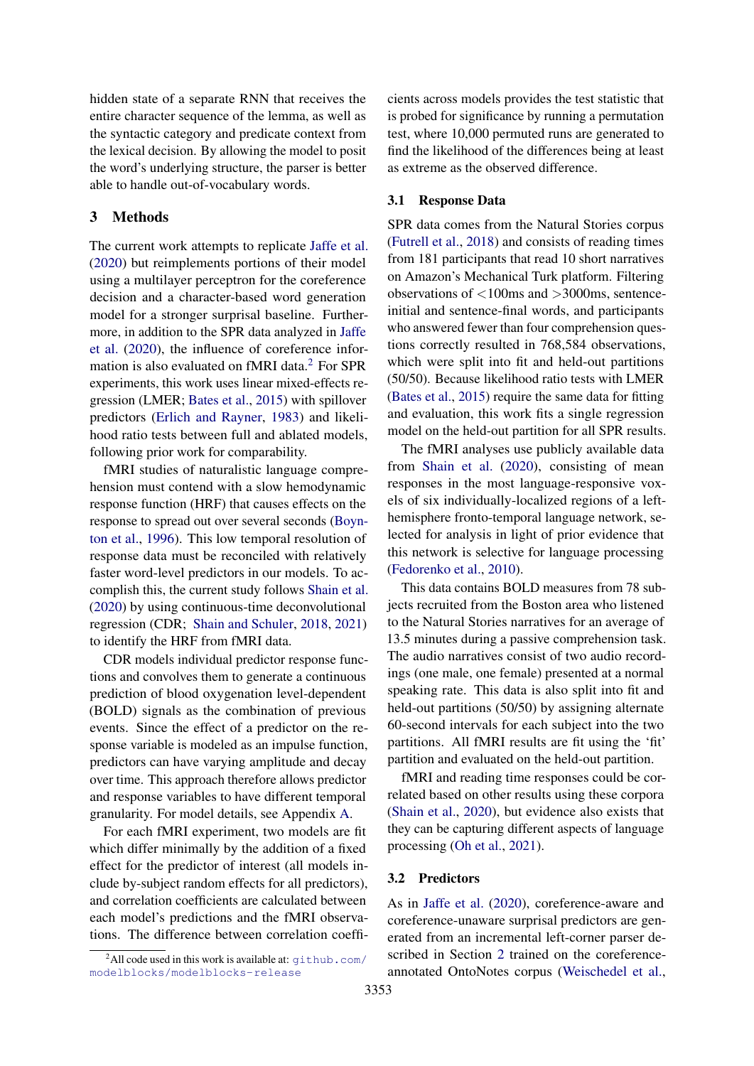hidden state of a separate RNN that receives the entire character sequence of the lemma, as well as the syntactic category and predicate context from the lexical decision. By allowing the model to posit the word's underlying structure, the parser is better able to handle out-of-vocabulary words.

## 3 Methods

The current work attempts to replicate Jaffe et al. (2020) but reimplements portions of their model using a multilayer perceptron for the coreference decision and a character-based word generation model for a stronger surprisal baseline. Furthermore, in addition to the SPR data analyzed in Jaffe et al. (2020), the influence of coreference information is also evaluated on fMRI data.[2] For SPR experiments, this work uses linear mixed-effects regression (LMER; Bates et al., 2015) with spillover predictors (Erlich and Rayner, 1983) and likelihood ratio tests between full and ablated models, following prior work for comparability.

fMRI studies of naturalistic language comprehension must contend with a slow hemodynamic response function (HRF) that causes effects on the response to spread out over several seconds (Boynton et al., 1996). This low temporal resolution of response data must be reconciled with relatively faster word-level predictors in our models. To accomplish this, the current study follows Shain et al. (2020) by using continuous-time deconvolutional regression (CDR; Shain and Schuler, 2018, 2021) to identify the HRF from fMRI data.

CDR models individual predictor response functions and convolves them to generate a continuous prediction of blood oxygenation level-dependent (BOLD) signals as the combination of previous events. Since the effect of a predictor on the response variable is modeled as an impulse function, predictors can have varying amplitude and decay over time. This approach therefore allows predictor and response variables to have different temporal granularity. For model details, see Appendix A.

For each fMRI experiment, two models are fit which differ minimally by the addition of a fixed effect for the predictor of interest (all models include by-subject random effects for all predictors), and correlation coefficients are calculated between each model's predictions and the fMRI observations. The difference between correlation coefficients across models provides the test statistic that is probed for significance by running a permutation test, where 10,000 permuted runs are generated to find the likelihood of the differences being at least as extreme as the observed difference.

### 3.1 Response Data

SPR data comes from the Natural Stories corpus (Futrell et al., 2018) and consists of reading times from 181 participants that read 10 short narratives on Amazon's Mechanical Turk platform. Filtering observations of <100ms and >3000ms, sentence-initial and sentence-final words, and participants who answered fewer than four comprehension questions correctly resulted in 768,584 observations, which were split into fit and held-out partitions (50/50). Because likelihood ratio tests with LMER (Bates et al., 2015) require the same data for fitting and evaluation, this work fits a single regression model on the held-out partition for all SPR results.

The fMRI analyses use publicly available data from Shain et al. (2020), consisting of mean responses in the most language-responsive voxels of six individually-localized regions of a left-hemisphere fronto-temporal language network, selected for analysis in light of prior evidence that this network is selective for language processing (Fedorenko et al., 2010).

This data contains BOLD measures from 78 subjects recruited from the Boston area who listened to the Natural Stories narratives for an average of 13.5 minutes during a passive comprehension task. The audio narratives consist of two audio recordings (one male, one female) presented at a normal speaking rate. This data is also split into fit and held-out partitions (50/50) by assigning alternate 60-second intervals for each subject into the two partitions. All fMRI results are fit using the 'fit' partition and evaluated on the held-out partition.

fMRI and reading time responses could be correlated based on other results using these corpora (Shain et al., 2020), but evidence also exists that they can be capturing different aspects of language processing (Oh et al., 2021).

### 3.2 Predictors

As in Jaffe et al. (2020), coreference-aware and coreference-unaware surprisal predictors are generated from an incremental left-corner parser described in Section 2 trained on the coreference-annotated OntoNotes corpus (Weischedel et al.,

[2] All code used in this work is available at: github.com/modelblocks/modelblocks-release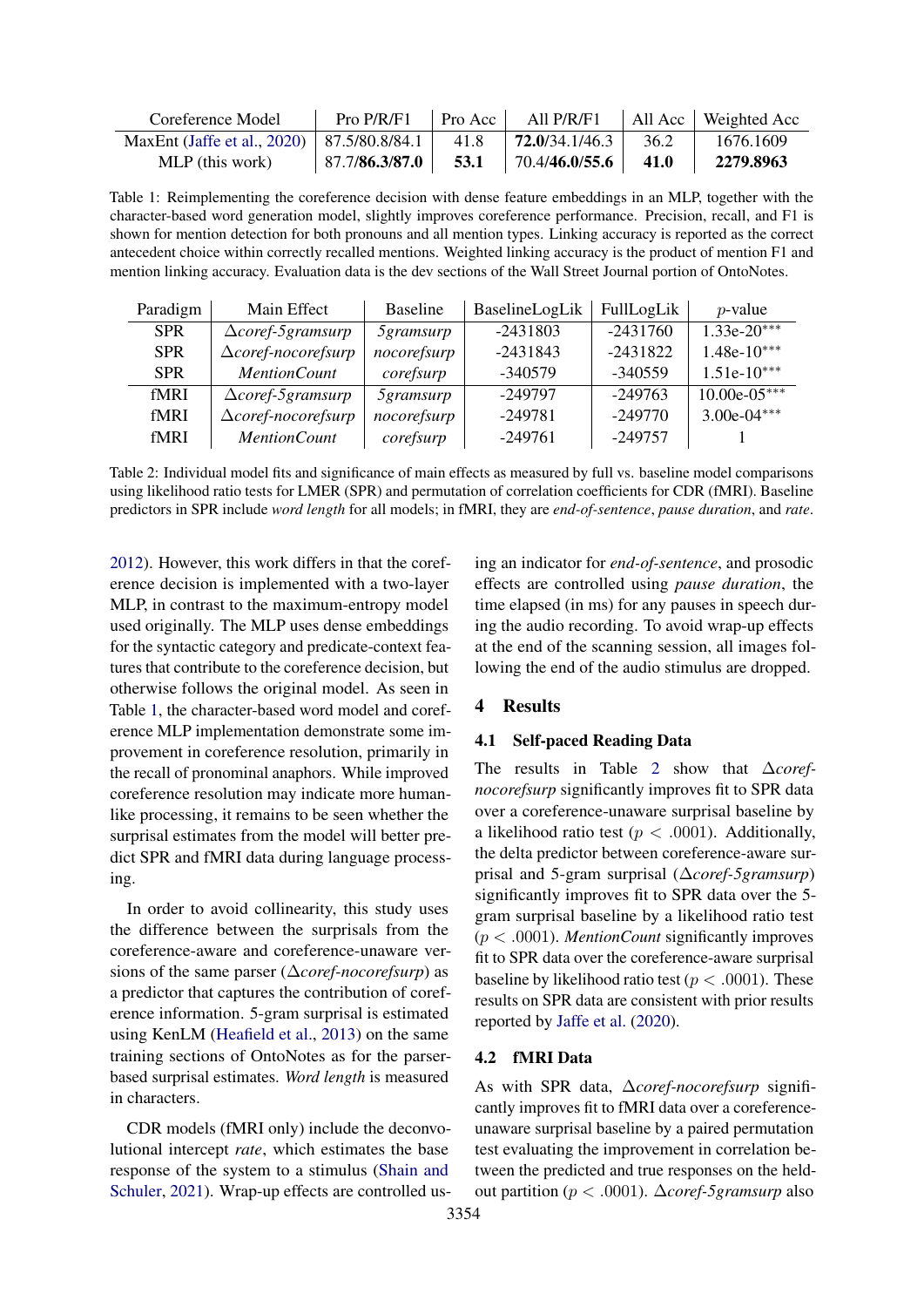| Coreference Model | Pro P/R/F1 | Pro Acc | All P/R/F1 | All Acc | Weighted Acc |
|---|---|---|---|---|---|
| MaxEnt (Jaffe et al., 2020) | 87.5/80.8/84.1 | 41.8 | **72.0**/34.1/46.3 | 36.2 | 1676.1609 |
| MLP (this work) | 87.7/**86.3**/**87.0** | **53.1** | 70.4/**46.0**/**55.6** | **41.0** | **2279.8963** |

Table 1: Reimplementing the coreference decision with dense feature embeddings in an MLP, together with the character-based word generation model, slightly improves coreference performance. Precision, recall, and F1 is shown for mention detection for both pronouns and all mention types. Linking accuracy is reported as the correct antecedent choice within correctly recalled mentions. Weighted linking accuracy is the product of mention F1 and mention linking accuracy. Evaluation data is the dev sections of the Wall Street Journal portion of OntoNotes.

| Paradigm | Main Effect | Baseline | BaselineLogLik | FullLogLik | $p$-value |
|---|---|---|---|---|---|
| SPR | $\Delta$*coref-5gramsurp* | *5gramsurp* | -2431803 | -2431760 | 1.33e-20$^{***}$ |
| SPR | $\Delta$*coref-nocorefsurp* | *nocorefsurp* | -2431843 | -2431822 | 1.48e-10$^{***}$ |
| SPR | *MentionCount* | *corefsurp* | -340579 | -340559 | 1.51e-10$^{***}$ |
| fMRI | $\Delta$*coref-5gramsurp* | *5gramsurp* | -249797 | -249763 | 10.00e-05$^{***}$ |
| fMRI | $\Delta$*coref-nocorefsurp* | *nocorefsurp* | -249781 | -249770 | 3.00e-04$^{***}$ |
| fMRI | *MentionCount* | *corefsurp* | -249761 | -249757 | 1 |

Table 2: Individual model fits and significance of main effects as measured by full vs. baseline model comparisons using likelihood ratio tests for LMER (SPR) and permutation of correlation coefficients for CDR (fMRI). Baseline predictors in SPR include *word length* for all models; in fMRI, they are *end-of-sentence*, *pause duration*, and *rate*.

2012). However, this work differs in that the coreference decision is implemented with a two-layer MLP, in contrast to the maximum-entropy model used originally. The MLP uses dense embeddings for the syntactic category and predicate-context features that contribute to the coreference decision, but otherwise follows the original model. As seen in Table 1, the character-based word model and coreference MLP implementation demonstrate some improvement in coreference resolution, primarily in the recall of pronominal anaphors. While improved coreference resolution may indicate more human-like processing, it remains to be seen whether the surprisal estimates from the model will better predict SPR and fMRI data during language processing.

In order to avoid collinearity, this study uses the difference between the surprisals from the coreference-aware and coreference-unaware versions of the same parser ($\Delta$*coref-nocorefsurp*) as a predictor that captures the contribution of coreference information. 5-gram surprisal is estimated using KenLM (Heafield et al., 2013) on the same training sections of OntoNotes as for the parser-based surprisal estimates. *Word length* is measured in characters.

CDR models (fMRI only) include the deconvolutional intercept *rate*, which estimates the base response of the system to a stimulus (Shain and Schuler, 2021). Wrap-up effects are controlled using an indicator for *end-of-sentence*, and prosodic effects are controlled using *pause duration*, the time elapsed (in ms) for any pauses in speech during the audio recording. To avoid wrap-up effects at the end of the scanning session, all images following the end of the audio stimulus are dropped.

## 4 Results

### 4.1 Self-paced Reading Data

The results in Table 2 show that $\Delta$*coref-nocorefsurp* significantly improves fit to SPR data over a coreference-unaware surprisal baseline by a likelihood ratio test ($p < .0001$). Additionally, the delta predictor between coreference-aware surprisal and 5-gram surprisal ($\Delta$*coref-5gramsurp*) significantly improves fit to SPR data over the 5-gram surprisal baseline by a likelihood ratio test ($p < .0001$). *MentionCount* significantly improves fit to SPR data over the coreference-aware surprisal baseline by likelihood ratio test ($p < .0001$). These results on SPR data are consistent with prior results reported by Jaffe et al. (2020).

### 4.2 fMRI Data

As with SPR data, $\Delta$*coref-nocorefsurp* significantly improves fit to fMRI data over a coreference-unaware surprisal baseline by a paired permutation test evaluating the improvement in correlation between the predicted and true responses on the held-out partition ($p < .0001$). $\Delta$*coref-5gramsurp* also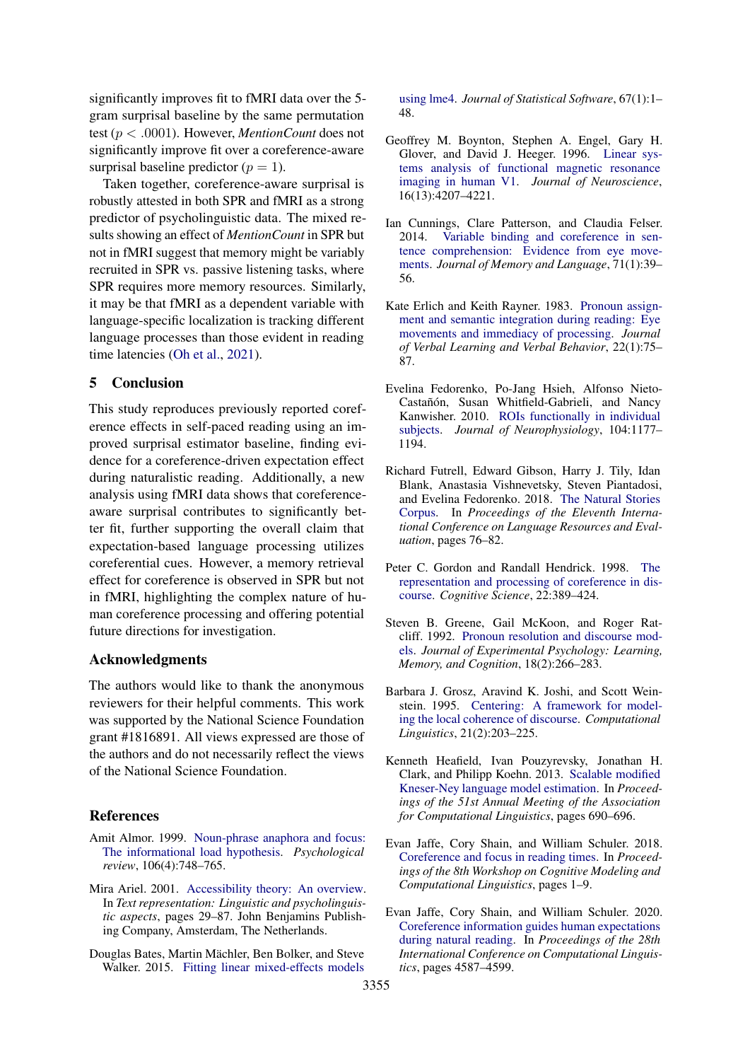significantly improves fit to fMRI data over the 5-gram surprisal baseline by the same permutation test ($p < .0001$). However, *MentionCount* does not significantly improve fit over a coreference-aware surprisal baseline predictor ($p = 1$).

Taken together, coreference-aware surprisal is robustly attested in both SPR and fMRI as a strong predictor of psycholinguistic data. The mixed results showing an effect of *MentionCount* in SPR but not in fMRI suggest that memory might be variably recruited in SPR vs. passive listening tasks, where SPR requires more memory resources. Similarly, it may be that fMRI as a dependent variable with language-specific localization is tracking different language processes than those evident in reading time latencies (Oh et al., 2021).

## 5 Conclusion

This study reproduces previously reported coreference effects in self-paced reading using an improved surprisal estimator baseline, finding evidence for a coreference-driven expectation effect during naturalistic reading. Additionally, a new analysis using fMRI data shows that coreference-aware surprisal contributes to significantly better fit, further supporting the overall claim that expectation-based language processing utilizes coreferential cues. However, a memory retrieval effect for coreference is observed in SPR but not in fMRI, highlighting the complex nature of human coreference processing and offering potential future directions for investigation.

## Acknowledgments

The authors would like to thank the anonymous reviewers for their helpful comments. This work was supported by the National Science Foundation grant #1816891. All views expressed are those of the authors and do not necessarily reflect the views of the National Science Foundation.

## References

Amit Almor. 1999. Noun-phrase anaphora and focus: The informational load hypothesis. *Psychological review*, 106(4):748–765.

Mira Ariel. 2001. Accessibility theory: An overview. In *Text representation: Linguistic and psycholinguistic aspects*, pages 29–87. John Benjamins Publishing Company, Amsterdam, The Netherlands.

Douglas Bates, Martin Mächler, Ben Bolker, and Steve Walker. 2015. Fitting linear mixed-effects models using lme4. *Journal of Statistical Software*, 67(1):1–48.

Geoffrey M. Boynton, Stephen A. Engel, Gary H. Glover, and David J. Heeger. 1996. Linear systems analysis of functional magnetic resonance imaging in human V1. *Journal of Neuroscience*, 16(13):4207–4221.

Ian Cunnings, Clare Patterson, and Claudia Felser. 2014. Variable binding and coreference in sentence comprehension: Evidence from eye movements. *Journal of Memory and Language*, 71(1):39–56.

Kate Erlich and Keith Rayner. 1983. Pronoun assignment and semantic integration during reading: Eye movements and immediacy of processing. *Journal of Verbal Learning and Verbal Behavior*, 22(1):75–87.

Evelina Fedorenko, Po-Jang Hsieh, Alfonso Nieto-Castañón, Susan Whitfield-Gabrieli, and Nancy Kanwisher. 2010. ROIs functionally in individual subjects. *Journal of Neurophysiology*, 104:1177–1194.

Richard Futrell, Edward Gibson, Harry J. Tily, Idan Blank, Anastasia Vishnevetsky, Steven Piantadosi, and Evelina Fedorenko. 2018. The Natural Stories Corpus. In *Proceedings of the Eleventh International Conference on Language Resources and Evaluation*, pages 76–82.

Peter C. Gordon and Randall Hendrick. 1998. The representation and processing of coreference in discourse. *Cognitive Science*, 22:389–424.

Steven B. Greene, Gail McKoon, and Roger Ratcliff. 1992. Pronoun resolution and discourse models. *Journal of Experimental Psychology: Learning, Memory, and Cognition*, 18(2):266–283.

Barbara J. Grosz, Aravind K. Joshi, and Scott Weinstein. 1995. Centering: A framework for modeling the local coherence of discourse. *Computational Linguistics*, 21(2):203–225.

Kenneth Heafield, Ivan Pouzyrevsky, Jonathan H. Clark, and Philipp Koehn. 2013. Scalable modified Kneser-Ney language model estimation. In *Proceedings of the 51st Annual Meeting of the Association for Computational Linguistics*, pages 690–696.

Evan Jaffe, Cory Shain, and William Schuler. 2018. Coreference and focus in reading times. In *Proceedings of the 8th Workshop on Cognitive Modeling and Computational Linguistics*, pages 1–9.

Evan Jaffe, Cory Shain, and William Schuler. 2020. Coreference information guides human expectations during natural reading. In *Proceedings of the 28th International Conference on Computational Linguistics*, pages 4587–4599.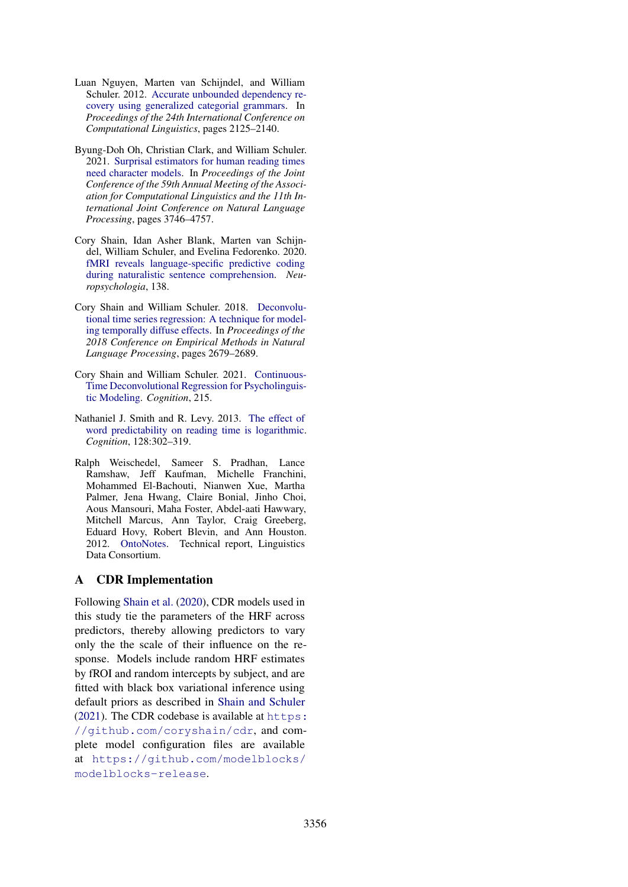Luan Nguyen, Marten van Schijndel, and William Schuler. 2012. Accurate unbounded dependency recovery using generalized categorial grammars. In *Proceedings of the 24th International Conference on Computational Linguistics*, pages 2125–2140.

Byung-Doh Oh, Christian Clark, and William Schuler. 2021. Surprisal estimators for human reading times need character models. In *Proceedings of the Joint Conference of the 59th Annual Meeting of the Association for Computational Linguistics and the 11th International Joint Conference on Natural Language Processing*, pages 3746–4757.

Cory Shain, Idan Asher Blank, Marten van Schijndel, William Schuler, and Evelina Fedorenko. 2020. fMRI reveals language-specific predictive coding during naturalistic sentence comprehension. *Neuropsychologia*, 138.

Cory Shain and William Schuler. 2018. Deconvolutional time series regression: A technique for modeling temporally diffuse effects. In *Proceedings of the 2018 Conference on Empirical Methods in Natural Language Processing*, pages 2679–2689.

Cory Shain and William Schuler. 2021. Continuous-Time Deconvolutional Regression for Psycholinguistic Modeling. *Cognition*, 215.

Nathaniel J. Smith and R. Levy. 2013. The effect of word predictability on reading time is logarithmic. *Cognition*, 128:302–319.

Ralph Weischedel, Sameer S. Pradhan, Lance Ramshaw, Jeff Kaufman, Michelle Franchini, Mohammed El-Bachouti, Nianwen Xue, Martha Palmer, Jena Hwang, Claire Bonial, Jinho Choi, Aous Mansouri, Maha Foster, Abdel-aati Hawwary, Mitchell Marcus, Ann Taylor, Craig Greeberg, Eduard Hovy, Robert Blevin, and Ann Houston. 2012. OntoNotes. Technical report, Linguistics Data Consortium.

## A CDR Implementation

Following Shain et al. (2020), CDR models used in this study tie the parameters of the HRF across predictors, thereby allowing predictors to vary only the the scale of their influence on the response. Models include random HRF estimates by fROI and random intercepts by subject, and are fitted with black box variational inference using default priors as described in Shain and Schuler (2021). The CDR codebase is available at `https://github.com/coryshain/cdr`, and complete model configuration files are available at `https://github.com/modelblocks/modelblocks-release`.